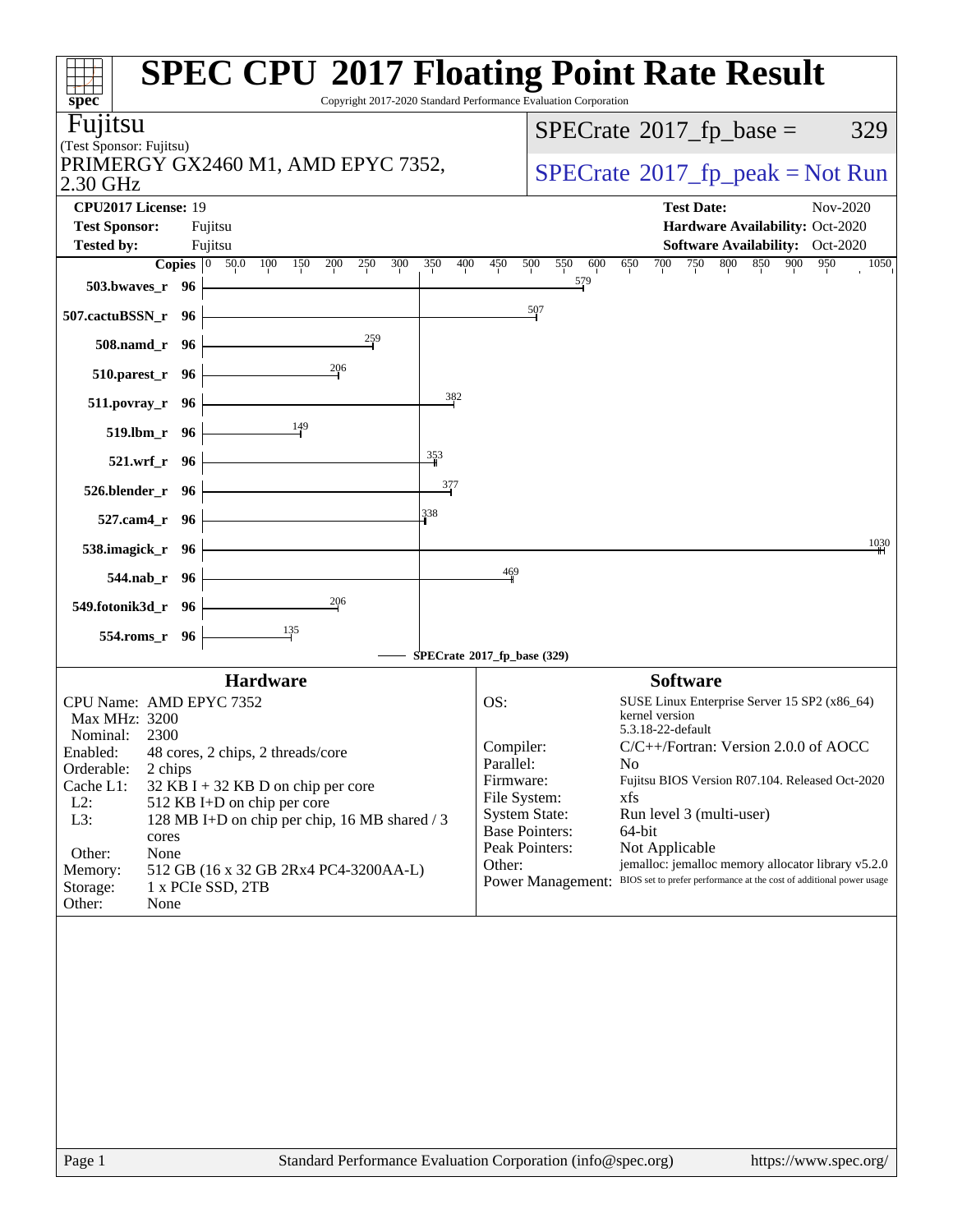# SPEC CPU 2017 Floating Point Rate Result

Copyright 2017-2020 Standard Performance Evaluation Corporation

**Fujitsu**
(Test Sponsor: Fujitsu)
PRIMERGY GX2460 M1, AMD EPYC 7352, 2.30 GHz

SPECrate 2017_fp_base = 329

SPECrate 2017_fp_peak = Not Run

| | | | |
|---|---|---|---|
| **CPU2017 License:** 19 | | **Test Date:** | Nov-2020 |
| **Test Sponsor:** | Fujitsu | **Hardware Availability:** | Oct-2020 |
| **Tested by:** | Fujitsu | **Software Availability:** | Oct-2020 |

| Benchmark | Copies | Base Ratio |
|---|---|---|
| 503.bwaves_r | 96 | 579 |
| 507.cactuBSSN_r | 96 | 507 |
| 508.namd_r | 96 | 259 |
| 510.parest_r | 96 | 206 |
| 511.povray_r | 96 | 382 |
| 519.lbm_r | 96 | 149 |
| 521.wrf_r | 96 | 353 |
| 526.blender_r | 96 | 377 |
| 527.cam4_r | 96 | 338 |
| 538.imagick_r | 96 | 1030 |
| 544.nab_r | 96 | 469 |
| 549.fotonik3d_r | 96 | 206 |
| 554.roms_r | 96 | 135 |

SPECrate 2017_fp_base (329)

## Hardware

| | |
|---|---|
| CPU Name: | AMD EPYC 7352 |
| Max MHz: | 3200 |
| Nominal: | 2300 |
| Enabled: | 48 cores, 2 chips, 2 threads/core |
| Orderable: | 2 chips |
| Cache L1: | 32 KB I + 32 KB D on chip per core |
| L2: | 512 KB I+D on chip per core |
| L3: | 128 MB I+D on chip per chip, 16 MB shared / 3 cores |
| Other: | None |
| Memory: | 512 GB (16 x 32 GB 2Rx4 PC4-3200AA-L) |
| Storage: | 1 x PCIe SSD, 2TB |
| Other: | None |

## Software

| | |
|---|---|
| OS: | SUSE Linux Enterprise Server 15 SP2 (x86_64) kernel version 5.3.18-22-default |
| Compiler: | C/C++/Fortran: Version 2.0.0 of AOCC |
| Parallel: | No |
| Firmware: | Fujitsu BIOS Version R07.104. Released Oct-2020 |
| File System: | xfs |
| System State: | Run level 3 (multi-user) |
| Base Pointers: | 64-bit |
| Peak Pointers: | Not Applicable |
| Other: | jemalloc: jemalloc memory allocator library v5.2.0 |
| Power Management: | BIOS set to prefer performance at the cost of additional power usage |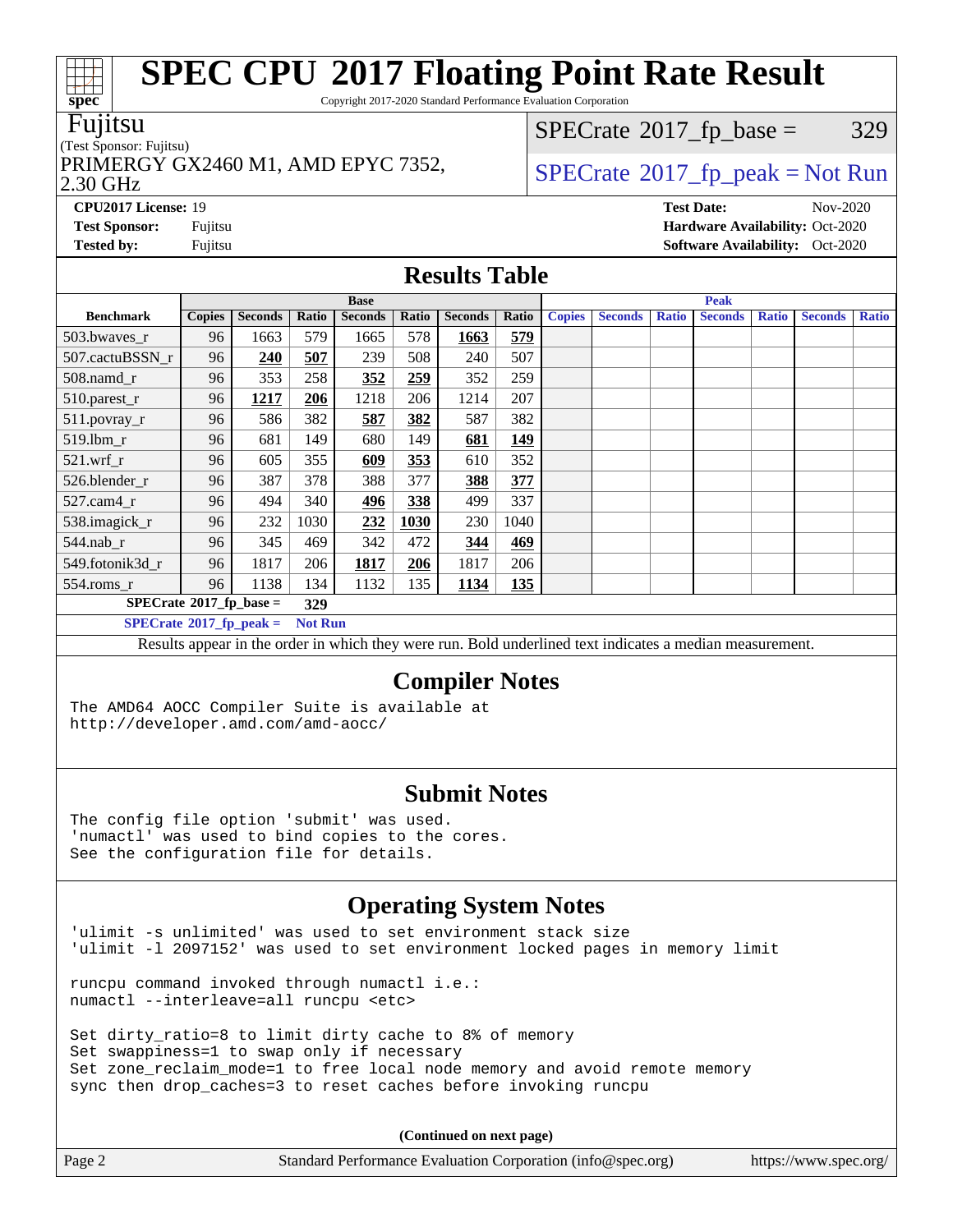# SPEC CPU 2017 Floating Point Rate Result

Copyright 2017-2020 Standard Performance Evaluation Corporation

**Fujitsu**
(Test Sponsor: Fujitsu)
PRIMERGY GX2460 M1, AMD EPYC 7352, 2.30 GHz

SPECrate 2017_fp_base = 329

SPECrate 2017_fp_peak = Not Run

**CPU2017 License:** 19
**Test Sponsor:** Fujitsu
**Tested by:** Fujitsu

**Test Date:** Nov-2020
**Hardware Availability:** Oct-2020
**Software Availability:** Oct-2020

## Results Table

| Benchmark | Base | | | | | | | Peak | | | | | | |
|---|---|---|---|---|---|---|---|---|---|---|---|---|---|---|
| | Copies | Seconds | Ratio | Seconds | Ratio | Seconds | Ratio | Copies | Seconds | Ratio | Seconds | Ratio | Seconds | Ratio |
| 503.bwaves_r | 96 | 1663 | 579 | 1665 | 578 | **1663** | **579** | | | | | | | |
| 507.cactuBSSN_r | 96 | **240** | **507** | 239 | 508 | 240 | 507 | | | | | | | |
| 508.namd_r | 96 | 353 | 258 | **352** | **259** | 352 | 259 | | | | | | | |
| 510.parest_r | 96 | **1217** | **206** | 1218 | 206 | 1214 | 207 | | | | | | | |
| 511.povray_r | 96 | 586 | 382 | **587** | **382** | 587 | 382 | | | | | | | |
| 519.lbm_r | 96 | 681 | 149 | 680 | 149 | **681** | **149** | | | | | | | |
| 521.wrf_r | 96 | 605 | 355 | **609** | **353** | 610 | 352 | | | | | | | |
| 526.blender_r | 96 | 387 | 378 | 388 | 377 | **388** | **377** | | | | | | | |
| 527.cam4_r | 96 | 494 | 340 | **496** | **338** | 499 | 337 | | | | | | | |
| 538.imagick_r | 96 | 232 | 1030 | **232** | **1030** | 230 | 1040 | | | | | | | |
| 544.nab_r | 96 | 345 | 469 | 342 | 472 | **344** | **469** | | | | | | | |
| 549.fotonik3d_r | 96 | 1817 | 206 | **1817** | **206** | 1817 | 206 | | | | | | | |
| 554.roms_r | 96 | 1138 | 134 | 1132 | 135 | **1134** | **135** | | | | | | | |

**SPECrate 2017_fp_base = 329**

**SPECrate 2017_fp_peak = Not Run**

Results appear in the order in which they were run. Bold underlined text indicates a median measurement.

## Compiler Notes

```
The AMD64 AOCC Compiler Suite is available at
http://developer.amd.com/amd-aocc/
```

## Submit Notes

```
The config file option 'submit' was used.
'numactl' was used to bind copies to the cores.
See the configuration file for details.
```

## Operating System Notes

```
'ulimit -s unlimited' was used to set environment stack size
'ulimit -l 2097152' was used to set environment locked pages in memory limit

runcpu command invoked through numactl i.e.:
numactl --interleave=all runcpu <etc>

Set dirty_ratio=8 to limit dirty cache to 8% of memory
Set swappiness=1 to swap only if necessary
Set zone_reclaim_mode=1 to free local node memory and avoid remote memory
sync then drop_caches=3 to reset caches before invoking runcpu
```

**(Continued on next page)**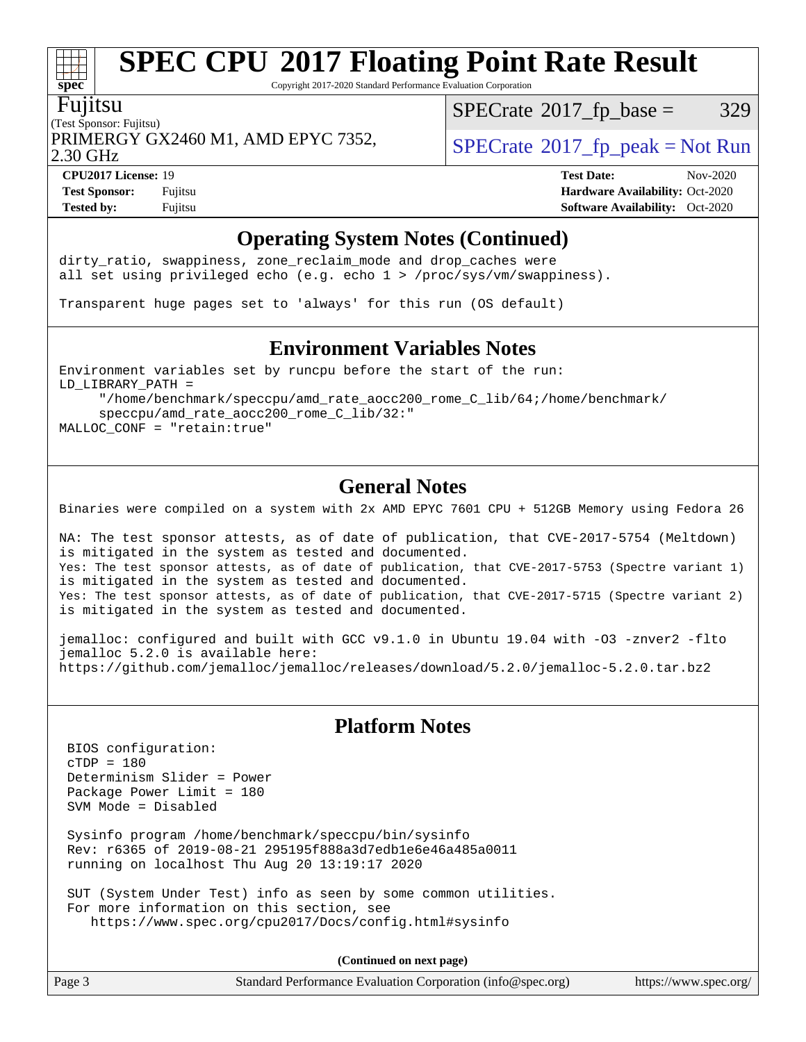# SPEC CPU 2017 Floating Point Rate Result

Copyright 2017-2020 Standard Performance Evaluation Corporation

Fujitsu

(Test Sponsor: Fujitsu)

PRIMERGY GX2460 M1, AMD EPYC 7352, 2.30 GHz

SPECrate 2017_fp_base = 329

SPECrate 2017_fp_peak = Not Run

**CPU2017 License:** 19
**Test Sponsor:** Fujitsu
**Tested by:** Fujitsu

**Test Date:** Nov-2020
**Hardware Availability:** Oct-2020
**Software Availability:** Oct-2020

## Operating System Notes (Continued)

```
dirty_ratio, swappiness, zone_reclaim_mode and drop_caches were
all set using privileged echo (e.g. echo 1 > /proc/sys/vm/swappiness).

Transparent huge pages set to 'always' for this run (OS default)
```

## Environment Variables Notes

```
Environment variables set by runcpu before the start of the run:
LD_LIBRARY_PATH =
     "/home/benchmark/speccpu/amd_rate_aocc200_rome_C_lib/64;/home/benchmark/
     speccpu/amd_rate_aocc200_rome_C_lib/32:"
MALLOC_CONF = "retain:true"
```

## General Notes

```
Binaries were compiled on a system with 2x AMD EPYC 7601 CPU + 512GB Memory using Fedora 26

NA: The test sponsor attests, as of date of publication, that CVE-2017-5754 (Meltdown)
is mitigated in the system as tested and documented.
Yes: The test sponsor attests, as of date of publication, that CVE-2017-5753 (Spectre variant 1)
is mitigated in the system as tested and documented.
Yes: The test sponsor attests, as of date of publication, that CVE-2017-5715 (Spectre variant 2)
is mitigated in the system as tested and documented.

jemalloc: configured and built with GCC v9.1.0 in Ubuntu 19.04 with -O3 -znver2 -flto
jemalloc 5.2.0 is available here:
https://github.com/jemalloc/jemalloc/releases/download/5.2.0/jemalloc-5.2.0.tar.bz2
```

## Platform Notes

```
BIOS configuration:
cTDP = 180
Determinism Slider = Power
Package Power Limit = 180
SVM Mode = Disabled

Sysinfo program /home/benchmark/speccpu/bin/sysinfo
Rev: r6365 of 2019-08-21 295195f888a3d7edb1e6e46a485a0011
running on localhost Thu Aug 20 13:19:17 2020

SUT (System Under Test) info as seen by some common utilities.
For more information on this section, see
   https://www.spec.org/cpu2017/Docs/config.html#sysinfo
```

**(Continued on next page)**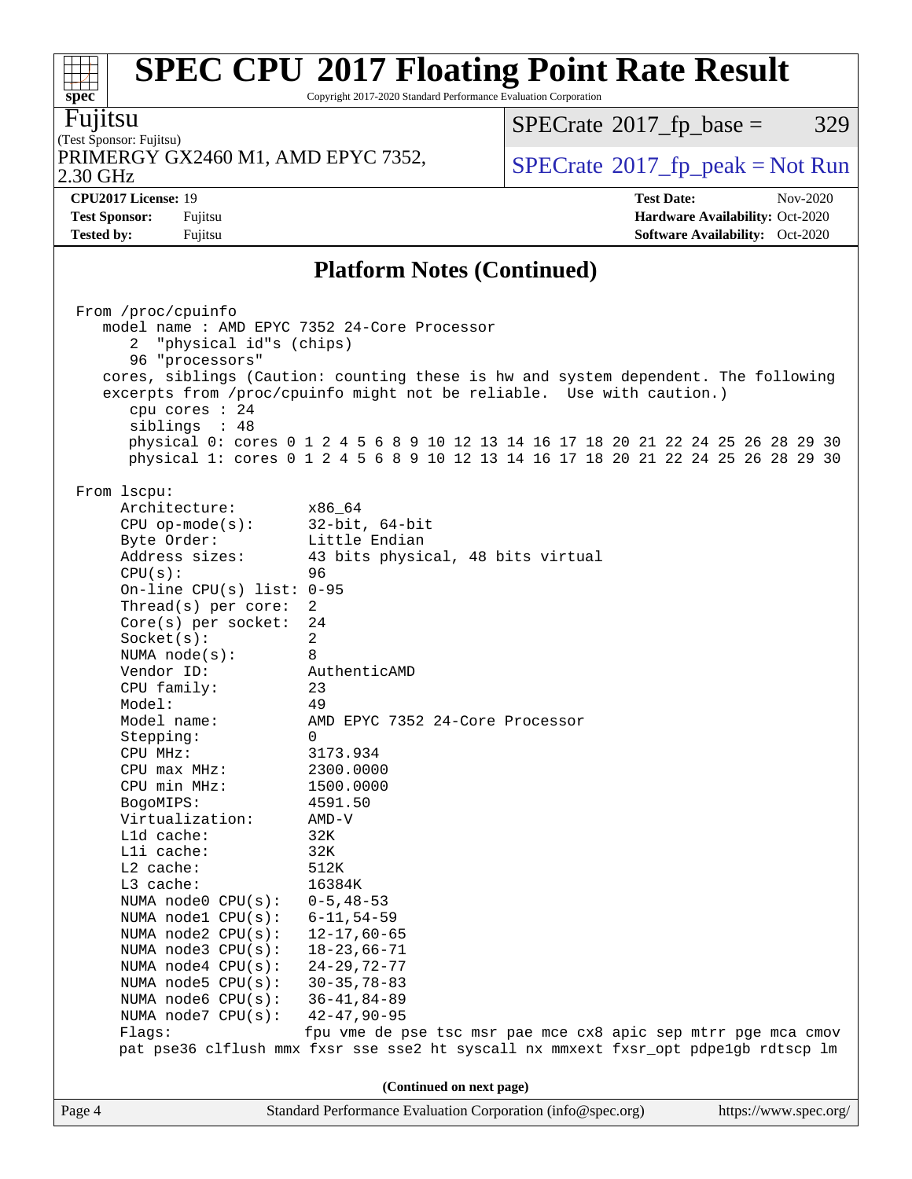# SPEC CPU 2017 Floating Point Rate Result

Copyright 2017-2020 Standard Performance Evaluation Corporation

**Fujitsu**
(Test Sponsor: Fujitsu)
PRIMERGY GX2460 M1, AMD EPYC 7352, 2.30 GHz

SPECrate 2017_fp_base = 329
SPECrate 2017_fp_peak = Not Run

**CPU2017 License:** 19
**Test Sponsor:** Fujitsu
**Tested by:** Fujitsu

**Test Date:** Nov-2020
**Hardware Availability:** Oct-2020
**Software Availability:** Oct-2020

## Platform Notes (Continued)

```
From /proc/cpuinfo
   model name : AMD EPYC 7352 24-Core Processor
      2  "physical id"s (chips)
      96 "processors"
   cores, siblings (Caution: counting these is hw and system dependent. The following
   excerpts from /proc/cpuinfo might not be reliable.  Use with caution.)
      cpu cores : 24
      siblings  : 48
      physical 0: cores 0 1 2 4 5 6 8 9 10 12 13 14 16 17 18 20 21 22 24 25 26 28 29 30
      physical 1: cores 0 1 2 4 5 6 8 9 10 12 13 14 16 17 18 20 21 22 24 25 26 28 29 30

From lscpu:
     Architecture:        x86_64
     CPU op-mode(s):      32-bit, 64-bit
     Byte Order:          Little Endian
     Address sizes:       43 bits physical, 48 bits virtual
     CPU(s):              96
     On-line CPU(s) list: 0-95
     Thread(s) per core:  2
     Core(s) per socket:  24
     Socket(s):           2
     NUMA node(s):        8
     Vendor ID:           AuthenticAMD
     CPU family:          23
     Model:               49
     Model name:          AMD EPYC 7352 24-Core Processor
     Stepping:            0
     CPU MHz:             3173.934
     CPU max MHz:         2300.0000
     CPU min MHz:         1500.0000
     BogoMIPS:            4591.50
     Virtualization:      AMD-V
     L1d cache:           32K
     L1i cache:           32K
     L2 cache:            512K
     L3 cache:            16384K
     NUMA node0 CPU(s):   0-5,48-53
     NUMA node1 CPU(s):   6-11,54-59
     NUMA node2 CPU(s):   12-17,60-65
     NUMA node3 CPU(s):   18-23,66-71
     NUMA node4 CPU(s):   24-29,72-77
     NUMA node5 CPU(s):   30-35,78-83
     NUMA node6 CPU(s):   36-41,84-89
     NUMA node7 CPU(s):   42-47,90-95
     Flags:               fpu vme de pse tsc msr pae mce cx8 apic sep mtrr pge mca cmov
     pat pse36 clflush mmx fxsr sse sse2 ht syscall nx mmxext fxsr_opt pdpe1gb rdtscp lm
```

(Continued on next page)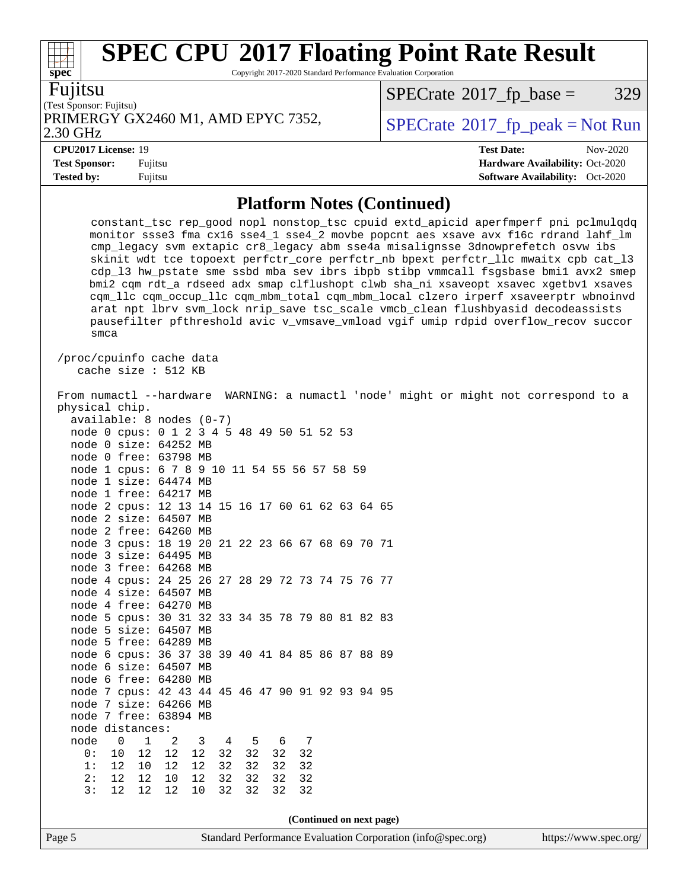# SPEC CPU 2017 Floating Point Rate Result

Copyright 2017-2020 Standard Performance Evaluation Corporation

**Fujitsu**

(Test Sponsor: Fujitsu)

PRIMERGY GX2460 M1, AMD EPYC 7352, 2.30 GHz

SPECrate 2017_fp_base = 329

SPECrate 2017_fp_peak = Not Run

| | | | |
|---|---|---|---|
| **CPU2017 License:** | 19 | **Test Date:** | Nov-2020 |
| **Test Sponsor:** | Fujitsu | **Hardware Availability:** | Oct-2020 |
| **Tested by:** | Fujitsu | **Software Availability:** | Oct-2020 |

## Platform Notes (Continued)

```
      constant_tsc rep_good nopl nonstop_tsc cpuid extd_apicid aperfmperf pni pclmulqdq
      monitor ssse3 fma cx16 sse4_1 sse4_2 movbe popcnt aes xsave avx f16c rdrand lahf_lm
      cmp_legacy svm extapic cr8_legacy abm sse4a misalignsse 3dnowprefetch osvw ibs
      skinit wdt tce topoext perfctr_core perfctr_nb bpext perfctr_llc mwaitx cpb cat_l3
      cdp_l3 hw_pstate sme ssbd mba sev ibrs ibpb stibp vmmcall fsgsbase bmi1 avx2 smep
      bmi2 cqm rdt_a rdseed adx smap clflushopt clwb sha_ni xsaveopt xsavec xgetbv1 xsaves
      cqm_llc cqm_occup_llc cqm_mbm_total cqm_mbm_local clzero irperf xsaveerptr wbnoinvd
      arat npt lbrv svm_lock nrip_save tsc_scale vmcb_clean flushbyasid decodeassists
      pausefilter pfthreshold avic v_vmsave_vmload vgif umip rdpid overflow_recov succor
      smca

  /proc/cpuinfo cache data
     cache size : 512 KB

  From numactl --hardware  WARNING: a numactl 'node' might or might not correspond to a
  physical chip.
    available: 8 nodes (0-7)
    node 0 cpus: 0 1 2 3 4 5 48 49 50 51 52 53
    node 0 size: 64252 MB
    node 0 free: 63798 MB
    node 1 cpus: 6 7 8 9 10 11 54 55 56 57 58 59
    node 1 size: 64474 MB
    node 1 free: 64217 MB
    node 2 cpus: 12 13 14 15 16 17 60 61 62 63 64 65
    node 2 size: 64507 MB
    node 2 free: 64260 MB
    node 3 cpus: 18 19 20 21 22 23 66 67 68 69 70 71
    node 3 size: 64495 MB
    node 3 free: 64268 MB
    node 4 cpus: 24 25 26 27 28 29 72 73 74 75 76 77
    node 4 size: 64507 MB
    node 4 free: 64270 MB
    node 5 cpus: 30 31 32 33 34 35 78 79 80 81 82 83
    node 5 size: 64507 MB
    node 5 free: 64289 MB
    node 6 cpus: 36 37 38 39 40 41 84 85 86 87 88 89
    node 6 size: 64507 MB
    node 6 free: 64280 MB
    node 7 cpus: 42 43 44 45 46 47 90 91 92 93 94 95
    node 7 size: 64266 MB
    node 7 free: 63894 MB
    node distances:
    node   0   1   2   3   4   5   6   7
      0:  10  12  12  12  32  32  32  32
      1:  12  10  12  12  32  32  32  32
      2:  12  12  10  12  32  32  32  32
      3:  12  12  12  10  32  32  32  32
```

**(Continued on next page)**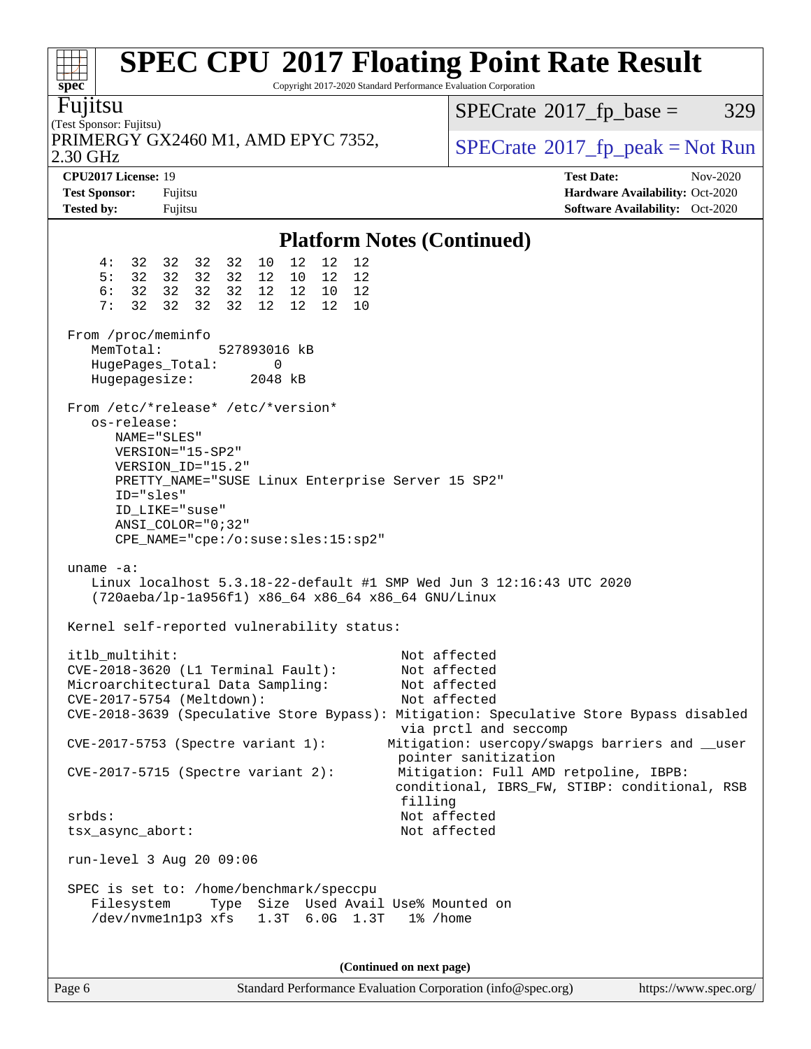## Platform Notes (Continued)

```
     4:  32  32  32  32  10  12  12  12
     5:  32  32  32  32  12  10  12  12
     6:  32  32  32  32  12  12  10  12
     7:  32  32  32  32  12  12  12  10

 From /proc/meminfo
    MemTotal:       527893016 kB
    HugePages_Total:       0
    Hugepagesize:       2048 kB

 From /etc/*release* /etc/*version*
    os-release:
       NAME="SLES"
       VERSION="15-SP2"
       VERSION_ID="15.2"
       PRETTY_NAME="SUSE Linux Enterprise Server 15 SP2"
       ID="sles"
       ID_LIKE="suse"
       ANSI_COLOR="0;32"
       CPE_NAME="cpe:/o:suse:sles:15:sp2"

 uname -a:
    Linux localhost 5.3.18-22-default #1 SMP Wed Jun 3 12:16:43 UTC 2020
    (720aeba/lp-1a956f1) x86_64 x86_64 x86_64 GNU/Linux

 Kernel self-reported vulnerability status:

 itlb_multihit:                            Not affected
 CVE-2018-3620 (L1 Terminal Fault):        Not affected
 Microarchitectural Data Sampling:         Not affected
 CVE-2017-5754 (Meltdown):                 Not affected
 CVE-2018-3639 (Speculative Store Bypass): Mitigation: Speculative Store Bypass disabled
                                           via prctl and seccomp
 CVE-2017-5753 (Spectre variant 1):       Mitigation: usercopy/swapgs barriers and __user
                                           pointer sanitization
 CVE-2017-5715 (Spectre variant 2):        Mitigation: Full AMD retpoline, IBPB:
                                           conditional, IBRS_FW, STIBP: conditional, RSB
                                           filling
 srbds:                                    Not affected
 tsx_async_abort:                          Not affected

 run-level 3 Aug 20 09:06

 SPEC is set to: /home/benchmark/speccpu
    Filesystem     Type  Size  Used Avail Use% Mounted on
    /dev/nvme1n1p3 xfs   1.3T  6.0G  1.3T   1% /home
```

(Continued on next page)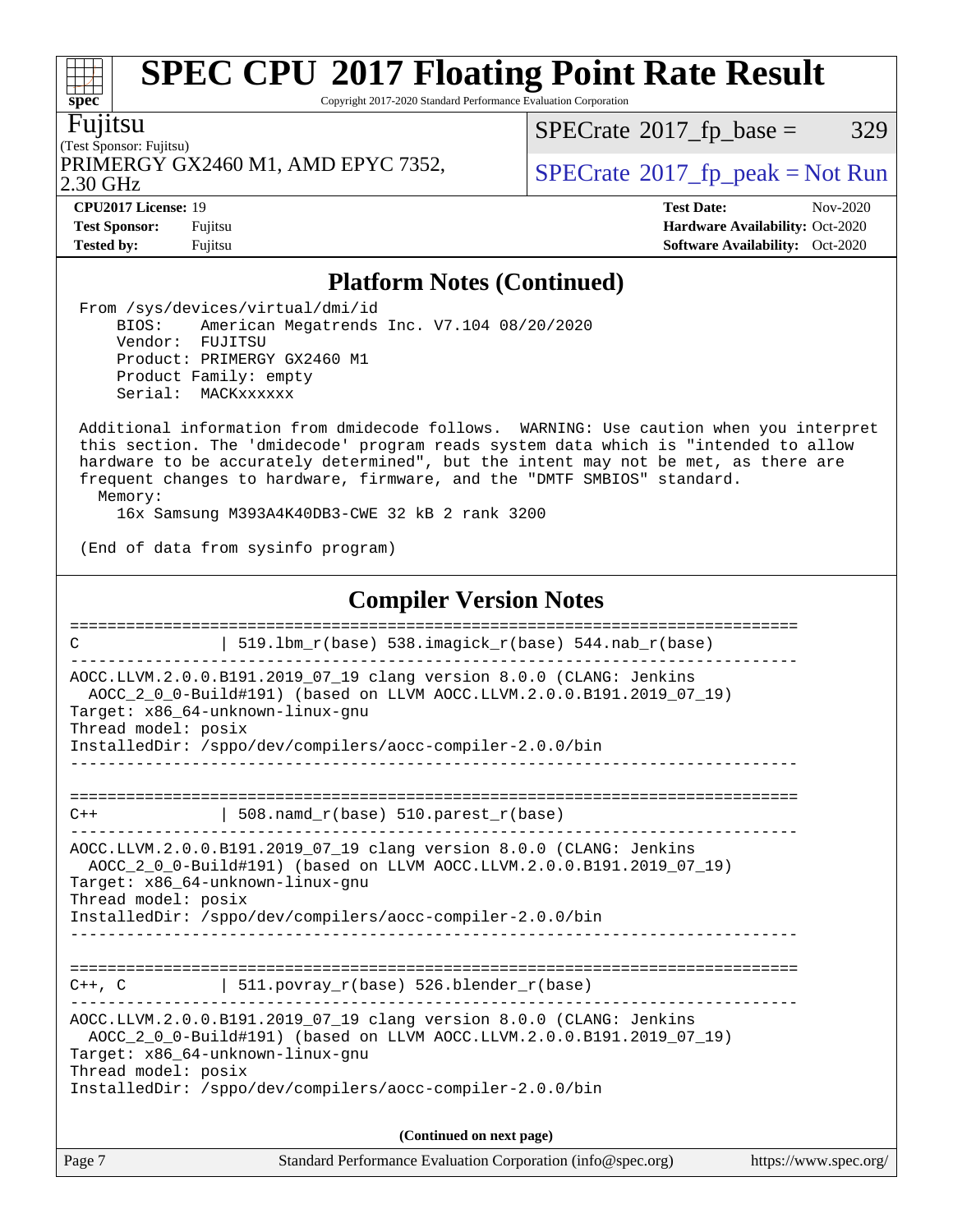# SPEC CPU 2017 Floating Point Rate Result

Copyright 2017-2020 Standard Performance Evaluation Corporation

Fujitsu
(Test Sponsor: Fujitsu)
PRIMERGY GX2460 M1, AMD EPYC 7352, 2.30 GHz

SPECrate 2017_fp_base = 329

SPECrate 2017_fp_peak = Not Run

**CPU2017 License:** 19
**Test Sponsor:** Fujitsu
**Tested by:** Fujitsu

**Test Date:** Nov-2020
**Hardware Availability:** Oct-2020
**Software Availability:** Oct-2020

## Platform Notes (Continued)

```
From /sys/devices/virtual/dmi/id
    BIOS:    American Megatrends Inc. V7.104 08/20/2020
    Vendor:  FUJITSU
    Product: PRIMERGY GX2460 M1
    Product Family: empty
    Serial:  MACKxxxxxx

Additional information from dmidecode follows.  WARNING: Use caution when you interpret
this section. The 'dmidecode' program reads system data which is "intended to allow
hardware to be accurately determined", but the intent may not be met, as there are
frequent changes to hardware, firmware, and the "DMTF SMBIOS" standard.
  Memory:
    16x Samsung M393A4K40DB3-CWE 32 kB 2 rank 3200

(End of data from sysinfo program)
```

## Compiler Version Notes

```
==============================================================================
C               | 519.lbm_r(base) 538.imagick_r(base) 544.nab_r(base)
------------------------------------------------------------------------------
AOCC.LLVM.2.0.0.B191.2019_07_19 clang version 8.0.0 (CLANG: Jenkins
  AOCC_2_0_0-Build#191) (based on LLVM AOCC.LLVM.2.0.0.B191.2019_07_19)
Target: x86_64-unknown-linux-gnu
Thread model: posix
InstalledDir: /sppo/dev/compilers/aocc-compiler-2.0.0/bin
------------------------------------------------------------------------------

==============================================================================
C++             | 508.namd_r(base) 510.parest_r(base)
------------------------------------------------------------------------------
AOCC.LLVM.2.0.0.B191.2019_07_19 clang version 8.0.0 (CLANG: Jenkins
  AOCC_2_0_0-Build#191) (based on LLVM AOCC.LLVM.2.0.0.B191.2019_07_19)
Target: x86_64-unknown-linux-gnu
Thread model: posix
InstalledDir: /sppo/dev/compilers/aocc-compiler-2.0.0/bin
------------------------------------------------------------------------------

==============================================================================
C++, C          | 511.povray_r(base) 526.blender_r(base)
------------------------------------------------------------------------------
AOCC.LLVM.2.0.0.B191.2019_07_19 clang version 8.0.0 (CLANG: Jenkins
  AOCC_2_0_0-Build#191) (based on LLVM AOCC.LLVM.2.0.0.B191.2019_07_19)
Target: x86_64-unknown-linux-gnu
Thread model: posix
InstalledDir: /sppo/dev/compilers/aocc-compiler-2.0.0/bin
```

(Continued on next page)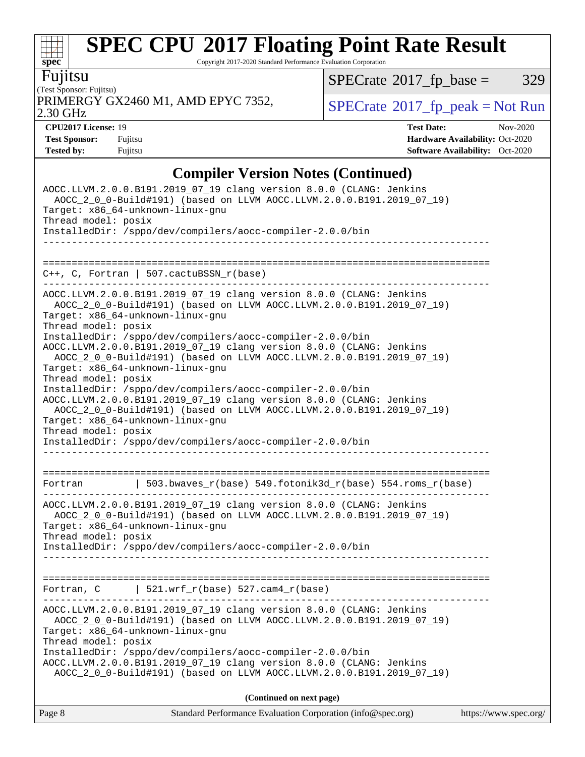## Compiler Version Notes (Continued)

```
AOCC.LLVM.2.0.0.B191.2019_07_19 clang version 8.0.0 (CLANG: Jenkins
  AOCC_2_0_0-Build#191) (based on LLVM AOCC.LLVM.2.0.0.B191.2019_07_19)
Target: x86_64-unknown-linux-gnu
Thread model: posix
InstalledDir: /sppo/dev/compilers/aocc-compiler-2.0.0/bin
------------------------------------------------------------------------------

==============================================================================
C++, C, Fortran | 507.cactuBSSN_r(base)
------------------------------------------------------------------------------
AOCC.LLVM.2.0.0.B191.2019_07_19 clang version 8.0.0 (CLANG: Jenkins
  AOCC_2_0_0-Build#191) (based on LLVM AOCC.LLVM.2.0.0.B191.2019_07_19)
Target: x86_64-unknown-linux-gnu
Thread model: posix
InstalledDir: /sppo/dev/compilers/aocc-compiler-2.0.0/bin
AOCC.LLVM.2.0.0.B191.2019_07_19 clang version 8.0.0 (CLANG: Jenkins
  AOCC_2_0_0-Build#191) (based on LLVM AOCC.LLVM.2.0.0.B191.2019_07_19)
Target: x86_64-unknown-linux-gnu
Thread model: posix
InstalledDir: /sppo/dev/compilers/aocc-compiler-2.0.0/bin
AOCC.LLVM.2.0.0.B191.2019_07_19 clang version 8.0.0 (CLANG: Jenkins
  AOCC_2_0_0-Build#191) (based on LLVM AOCC.LLVM.2.0.0.B191.2019_07_19)
Target: x86_64-unknown-linux-gnu
Thread model: posix
InstalledDir: /sppo/dev/compilers/aocc-compiler-2.0.0/bin
------------------------------------------------------------------------------

==============================================================================
Fortran         | 503.bwaves_r(base) 549.fotonik3d_r(base) 554.roms_r(base)
------------------------------------------------------------------------------
AOCC.LLVM.2.0.0.B191.2019_07_19 clang version 8.0.0 (CLANG: Jenkins
  AOCC_2_0_0-Build#191) (based on LLVM AOCC.LLVM.2.0.0.B191.2019_07_19)
Target: x86_64-unknown-linux-gnu
Thread model: posix
InstalledDir: /sppo/dev/compilers/aocc-compiler-2.0.0/bin
------------------------------------------------------------------------------

==============================================================================
Fortran, C      | 521.wrf_r(base) 527.cam4_r(base)
------------------------------------------------------------------------------
AOCC.LLVM.2.0.0.B191.2019_07_19 clang version 8.0.0 (CLANG: Jenkins
  AOCC_2_0_0-Build#191) (based on LLVM AOCC.LLVM.2.0.0.B191.2019_07_19)
Target: x86_64-unknown-linux-gnu
Thread model: posix
InstalledDir: /sppo/dev/compilers/aocc-compiler-2.0.0/bin
AOCC.LLVM.2.0.0.B191.2019_07_19 clang version 8.0.0 (CLANG: Jenkins
  AOCC_2_0_0-Build#191) (based on LLVM AOCC.LLVM.2.0.0.B191.2019_07_19)
```

**(Continued on next page)**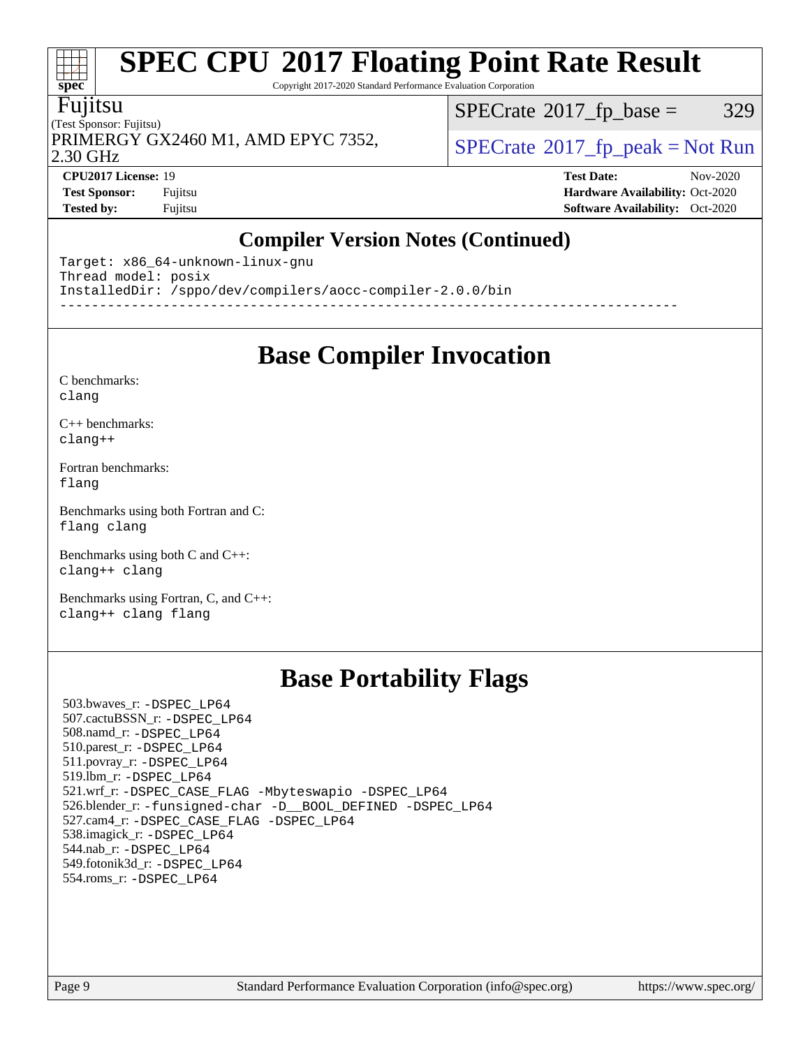## Compiler Version Notes (Continued)

```
Target: x86_64-unknown-linux-gnu
Thread model: posix
InstalledDir: /sppo/dev/compilers/aocc-compiler-2.0.0/bin
------------------------------------------------------------------------------
```

## Base Compiler Invocation

C benchmarks:
clang

C++ benchmarks:
clang++

Fortran benchmarks:
flang

Benchmarks using both Fortran and C:
flang clang

Benchmarks using both C and C++:
clang++ clang

Benchmarks using Fortran, C, and C++:
clang++ clang flang

## Base Portability Flags

503.bwaves_r: -DSPEC_LP64
507.cactuBSSN_r: -DSPEC_LP64
508.namd_r: -DSPEC_LP64
510.parest_r: -DSPEC_LP64
511.povray_r: -DSPEC_LP64
519.lbm_r: -DSPEC_LP64
521.wrf_r: -DSPEC_CASE_FLAG -Mbyteswapio -DSPEC_LP64
526.blender_r: -funsigned-char -D__BOOL_DEFINED -DSPEC_LP64
527.cam4_r: -DSPEC_CASE_FLAG -DSPEC_LP64
538.imagick_r: -DSPEC_LP64
544.nab_r: -DSPEC_LP64
549.fotonik3d_r: -DSPEC_LP64
554.roms_r: -DSPEC_LP64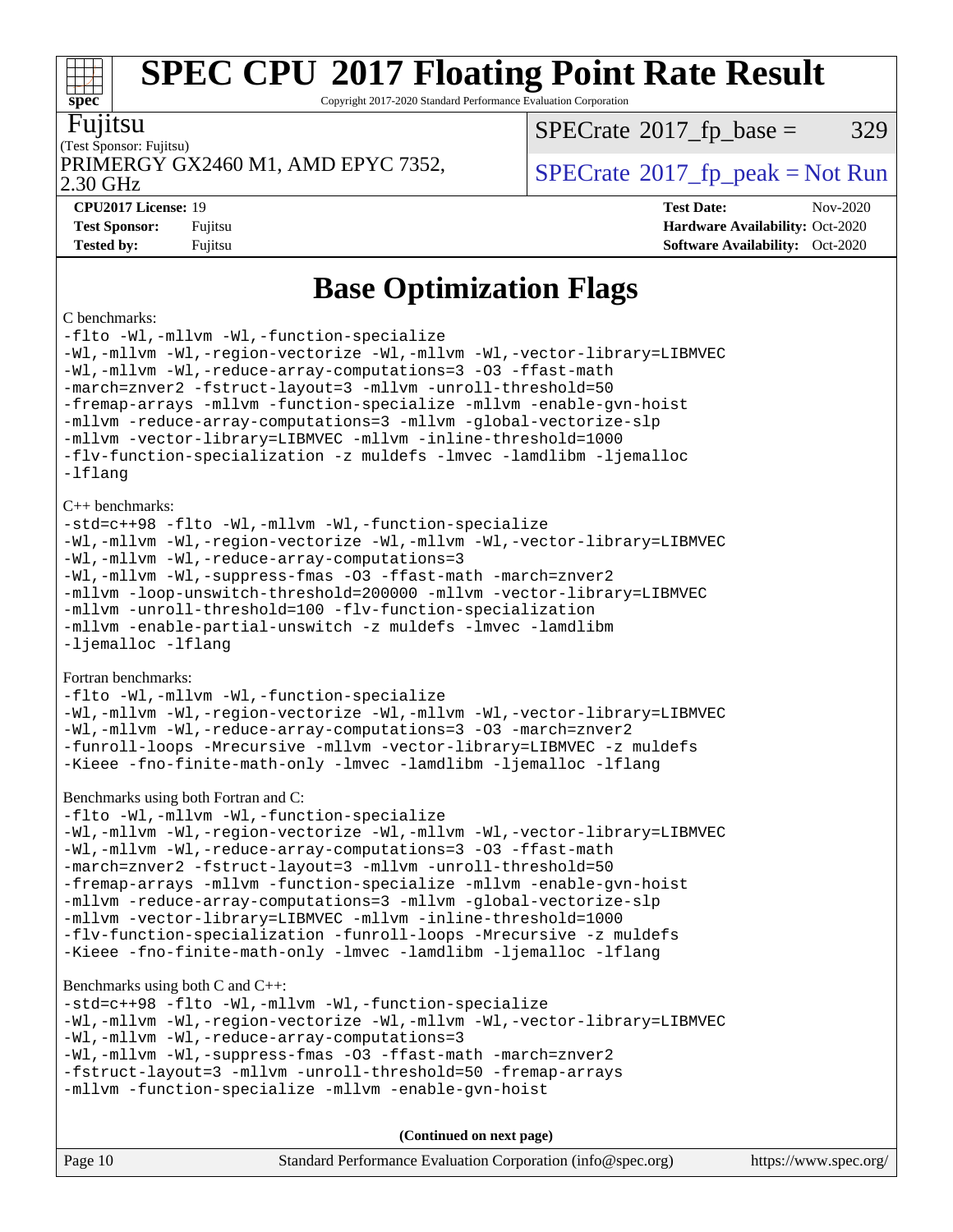# SPEC CPU 2017 Floating Point Rate Result

Copyright 2017-2020 Standard Performance Evaluation Corporation

Fujitsu

(Test Sponsor: Fujitsu)

PRIMERGY GX2460 M1, AMD EPYC 7352, 2.30 GHz

SPECrate 2017_fp_base = 329

SPECrate 2017_fp_peak = Not Run

**CPU2017 License:** 19
**Test Sponsor:** Fujitsu
**Tested by:** Fujitsu

**Test Date:** Nov-2020
**Hardware Availability:** Oct-2020
**Software Availability:** Oct-2020

## Base Optimization Flags

C benchmarks:

```
-flto -Wl,-mllvm -Wl,-function-specialize
-Wl,-mllvm -Wl,-region-vectorize -Wl,-mllvm -Wl,-vector-library=LIBMVEC
-Wl,-mllvm -Wl,-reduce-array-computations=3 -O3 -ffast-math
-march=znver2 -fstruct-layout=3 -mllvm -unroll-threshold=50
-fremap-arrays -mllvm -function-specialize -mllvm -enable-gvn-hoist
-mllvm -reduce-array-computations=3 -mllvm -global-vectorize-slp
-mllvm -vector-library=LIBMVEC -mllvm -inline-threshold=1000
-flv-function-specialization -z muldefs -lmvec -lamdlibm -ljemalloc
-lflang
```

C++ benchmarks:

```
-std=c++98 -flto -Wl,-mllvm -Wl,-function-specialize
-Wl,-mllvm -Wl,-region-vectorize -Wl,-mllvm -Wl,-vector-library=LIBMVEC
-Wl,-mllvm -Wl,-reduce-array-computations=3
-Wl,-mllvm -Wl,-suppress-fmas -O3 -ffast-math -march=znver2
-mllvm -loop-unswitch-threshold=200000 -mllvm -vector-library=LIBMVEC
-mllvm -unroll-threshold=100 -flv-function-specialization
-mllvm -enable-partial-unswitch -z muldefs -lmvec -lamdlibm
-ljemalloc -lflang
```

Fortran benchmarks:

```
-flto -Wl,-mllvm -Wl,-function-specialize
-Wl,-mllvm -Wl,-region-vectorize -Wl,-mllvm -Wl,-vector-library=LIBMVEC
-Wl,-mllvm -Wl,-reduce-array-computations=3 -O3 -march=znver2
-funroll-loops -Mrecursive -mllvm -vector-library=LIBMVEC -z muldefs
-Kieee -fno-finite-math-only -lmvec -lamdlibm -ljemalloc -lflang
```

Benchmarks using both Fortran and C:

```
-flto -Wl,-mllvm -Wl,-function-specialize
-Wl,-mllvm -Wl,-region-vectorize -Wl,-mllvm -Wl,-vector-library=LIBMVEC
-Wl,-mllvm -Wl,-reduce-array-computations=3 -O3 -ffast-math
-march=znver2 -fstruct-layout=3 -mllvm -unroll-threshold=50
-fremap-arrays -mllvm -function-specialize -mllvm -enable-gvn-hoist
-mllvm -reduce-array-computations=3 -mllvm -global-vectorize-slp
-mllvm -vector-library=LIBMVEC -mllvm -inline-threshold=1000
-flv-function-specialization -funroll-loops -Mrecursive -z muldefs
-Kieee -fno-finite-math-only -lmvec -lamdlibm -ljemalloc -lflang
```

Benchmarks using both C and C++:

```
-std=c++98 -flto -Wl,-mllvm -Wl,-function-specialize
-Wl,-mllvm -Wl,-region-vectorize -Wl,-mllvm -Wl,-vector-library=LIBMVEC
-Wl,-mllvm -Wl,-reduce-array-computations=3
-Wl,-mllvm -Wl,-suppress-fmas -O3 -ffast-math -march=znver2
-fstruct-layout=3 -mllvm -unroll-threshold=50 -fremap-arrays
-mllvm -function-specialize -mllvm -enable-gvn-hoist
```

**(Continued on next page)**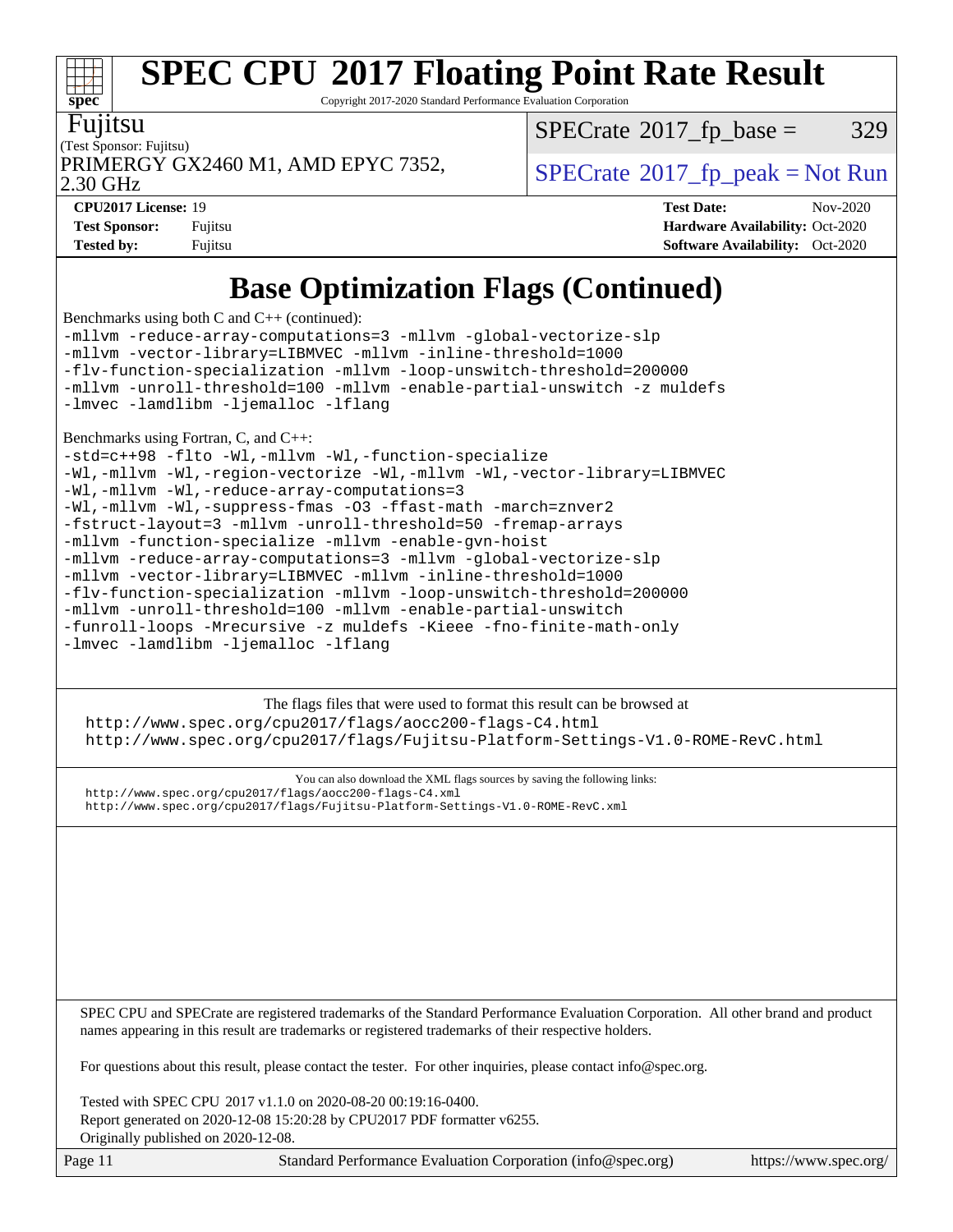# SPEC CPU 2017 Floating Point Rate Result

Copyright 2017-2020 Standard Performance Evaluation Corporation

Fujitsu
(Test Sponsor: Fujitsu)
PRIMERGY GX2460 M1, AMD EPYC 7352, 2.30 GHz

SPECrate 2017_fp_base = 329

SPECrate 2017_fp_peak = Not Run

**CPU2017 License:** 19
**Test Sponsor:** Fujitsu
**Tested by:** Fujitsu

**Test Date:** Nov-2020
**Hardware Availability:** Oct-2020
**Software Availability:** Oct-2020

## Base Optimization Flags (Continued)

Benchmarks using both C and C++ (continued):

```
-mllvm -reduce-array-computations=3 -mllvm -global-vectorize-slp
-mllvm -vector-library=LIBMVEC -mllvm -inline-threshold=1000
-flv-function-specialization -mllvm -loop-unswitch-threshold=200000
-mllvm -unroll-threshold=100 -mllvm -enable-partial-unswitch -z muldefs
-lmvec -lamdlibm -ljemalloc -lflang
```

Benchmarks using Fortran, C, and C++:

```
-std=c++98 -flto -Wl,-mllvm -Wl,-function-specialize
-Wl,-mllvm -Wl,-region-vectorize -Wl,-mllvm -Wl,-vector-library=LIBMVEC
-Wl,-mllvm -Wl,-reduce-array-computations=3
-Wl,-mllvm -Wl,-suppress-fmas -O3 -ffast-math -march=znver2
-fstruct-layout=3 -mllvm -unroll-threshold=50 -fremap-arrays
-mllvm -function-specialize -mllvm -enable-gvn-hoist
-mllvm -reduce-array-computations=3 -mllvm -global-vectorize-slp
-mllvm -vector-library=LIBMVEC -mllvm -inline-threshold=1000
-flv-function-specialization -mllvm -loop-unswitch-threshold=200000
-mllvm -unroll-threshold=100 -mllvm -enable-partial-unswitch
-funroll-loops -Mrecursive -z muldefs -Kieee -fno-finite-math-only
-lmvec -lamdlibm -ljemalloc -lflang
```

The flags files that were used to format this result can be browsed at
http://www.spec.org/cpu2017/flags/aocc200-flags-C4.html
http://www.spec.org/cpu2017/flags/Fujitsu-Platform-Settings-V1.0-ROME-RevC.html

You can also download the XML flags sources by saving the following links:
http://www.spec.org/cpu2017/flags/aocc200-flags-C4.xml
http://www.spec.org/cpu2017/flags/Fujitsu-Platform-Settings-V1.0-ROME-RevC.xml

SPEC CPU and SPECrate are registered trademarks of the Standard Performance Evaluation Corporation. All other brand and product names appearing in this result are trademarks or registered trademarks of their respective holders.

For questions about this result, please contact the tester. For other inquiries, please contact info@spec.org.

Tested with SPEC CPU 2017 v1.1.0 on 2020-08-20 00:19:16-0400.
Report generated on 2020-12-08 15:20:28 by CPU2017 PDF formatter v6255.
Originally published on 2020-12-08.